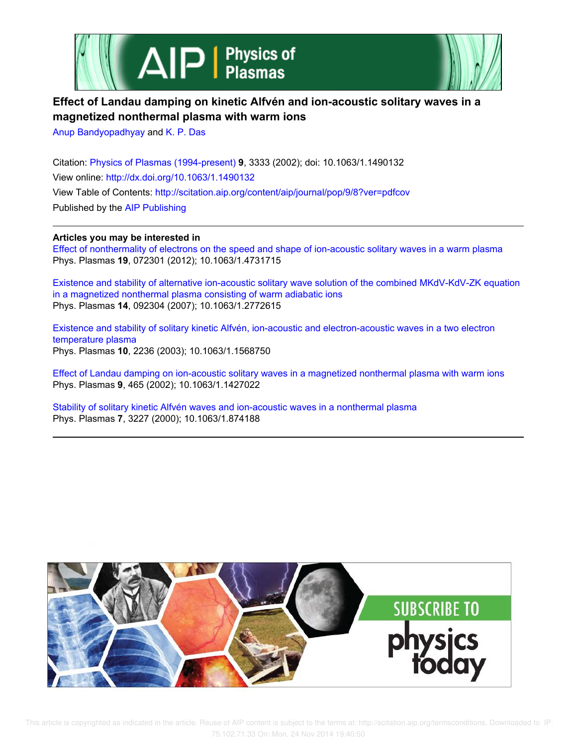**Effect of Landau damping on kinetic Alfvén and ion-acoustic solitary waves in a magnetized nonthermal plasma with warm ions**

Anup Bandyopadhyay and K. P. Das

Citation: Physics of Plasmas (1994-present) **9**, 3333 (2002); doi: 10.1063/1.1490132

View online: http://dx.doi.org/10.1063/1.1490132

View Table of Contents: http://scitation.aip.org/content/aip/journal/pop/9/8?ver=pdfcov

Published by the AIP Publishing

**Articles you may be interested in**

Effect of nonthermality of electrons on the speed and shape of ion-acoustic solitary waves in a warm plasma
Phys. Plasmas **19**, 072301 (2012); 10.1063/1.4731715

Existence and stability of alternative ion-acoustic solitary wave solution of the combined MKdV-KdV-ZK equation in a magnetized nonthermal plasma consisting of warm adiabatic ions
Phys. Plasmas **14**, 092304 (2007); 10.1063/1.2772615

Existence and stability of solitary kinetic Alfvén, ion-acoustic and electron-acoustic waves in a two electron temperature plasma
Phys. Plasmas **10**, 2236 (2003); 10.1063/1.1568750

Effect of Landau damping on ion-acoustic solitary waves in a magnetized nonthermal plasma with warm ions
Phys. Plasmas **9**, 465 (2002); 10.1063/1.1427022

Stability of solitary kinetic Alfvén waves and ion-acoustic waves in a nonthermal plasma
Phys. Plasmas **7**, 3227 (2000); 10.1063/1.874188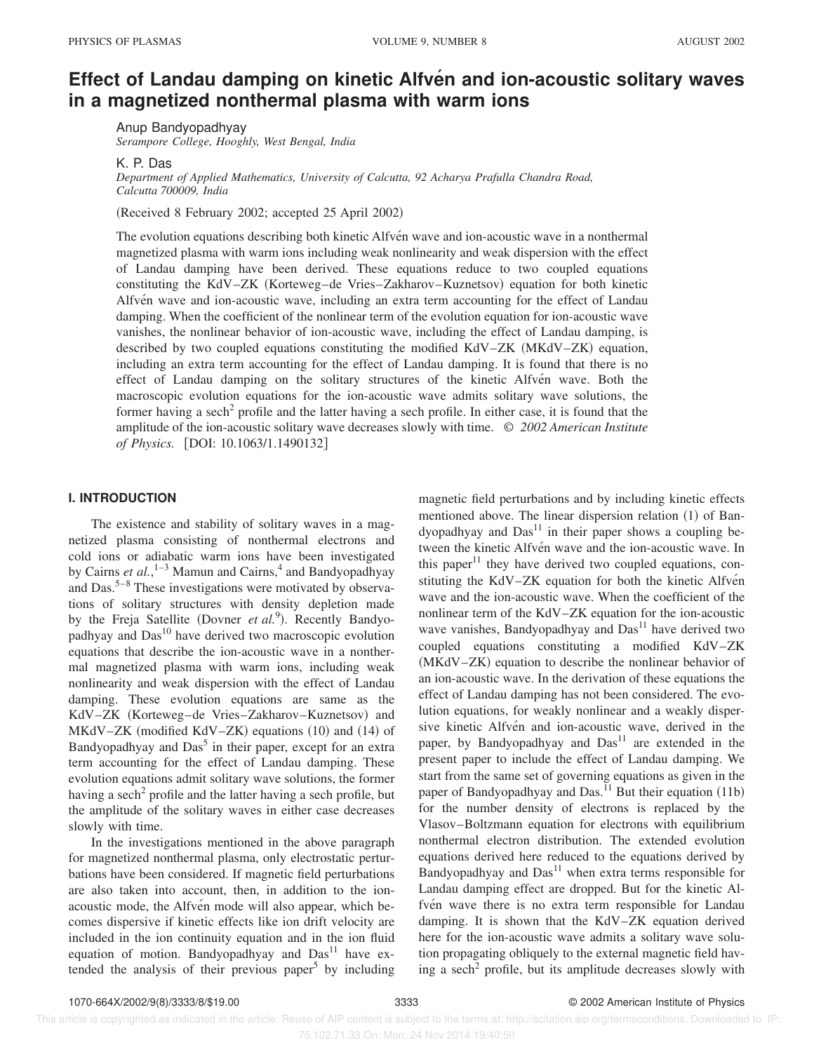# Effect of Landau damping on kinetic Alfvén and ion-acoustic solitary waves in a magnetized nonthermal plasma with warm ions

Anup Bandyopadhyay
*Serampore College, Hooghly, West Bengal, India*

K. P. Das
*Department of Applied Mathematics, University of Calcutta, 92 Acharya Prafulla Chandra Road, Calcutta 700009, India*

(Received 8 February 2002; accepted 25 April 2002)

The evolution equations describing both kinetic Alfvén wave and ion-acoustic wave in a nonthermal magnetized plasma with warm ions including weak nonlinearity and weak dispersion with the effect of Landau damping have been derived. These equations reduce to two coupled equations constituting the KdV–ZK (Korteweg–de Vries–Zakharov–Kuznetsov) equation for both kinetic Alfvén wave and ion-acoustic wave, including an extra term accounting for the effect of Landau damping. When the coefficient of the nonlinear term of the evolution equation for ion-acoustic wave vanishes, the nonlinear behavior of ion-acoustic wave, including the effect of Landau damping, is described by two coupled equations constituting the modified KdV–ZK (MKdV–ZK) equation, including an extra term accounting for the effect of Landau damping. It is found that there is no effect of Landau damping on the solitary structures of the kinetic Alfvén wave. Both the macroscopic evolution equations for the ion-acoustic wave admits solitary wave solutions, the former having a sech$^2$ profile and the latter having a sech profile. In either case, it is found that the amplitude of the ion-acoustic solitary wave decreases slowly with time. © *2002 American Institute of Physics.* [DOI: 10.1063/1.1490132]

## I. INTRODUCTION

The existence and stability of solitary waves in a magnetized plasma consisting of nonthermal electrons and cold ions or adiabatic warm ions have been investigated by Cairns *et al.*,[1–3] Mamun and Cairns,[4] and Bandyopadhyay and Das.[5–8] These investigations were motivated by observations of solitary structures with density depletion made by the Freja Satellite (Dovner *et al.*[9]). Recently Bandyopadhyay and Das[10] have derived two macroscopic evolution equations that describe the ion-acoustic wave in a nonthermal magnetized plasma with warm ions, including weak nonlinearity and weak dispersion with the effect of Landau damping. These evolution equations are same as the KdV–ZK (Korteweg–de Vries–Zakharov–Kuznetsov) and MKdV–ZK (modified KdV–ZK) equations (10) and (14) of Bandyopadhyay and Das[5] in their paper, except for an extra term accounting for the effect of Landau damping. These evolution equations admit solitary wave solutions, the former having a sech$^2$ profile and the latter having a sech profile, but the amplitude of the solitary waves in either case decreases slowly with time.

In the investigations mentioned in the above paragraph for magnetized nonthermal plasma, only electrostatic perturbations have been considered. If magnetic field perturbations are also taken into account, then, in addition to the ion-acoustic mode, the Alfvén mode will also appear, which becomes dispersive if kinetic effects like ion drift velocity are included in the ion continuity equation and in the ion fluid equation of motion. Bandyopadhyay and Das[11] have extended the analysis of their previous paper[5] by including magnetic field perturbations and by including kinetic effects mentioned above. The linear dispersion relation (1) of Bandyopadhyay and Das[11] in their paper shows a coupling between the kinetic Alfvén wave and the ion-acoustic wave. In this paper[11] they have derived two coupled equations, constituting the KdV–ZK equation for both the kinetic Alfvén wave and the ion-acoustic wave. When the coefficient of the nonlinear term of the KdV–ZK equation for the ion-acoustic wave vanishes, Bandyopadhyay and Das[11] have derived two coupled equations constituting a modified KdV–ZK (MKdV–ZK) equation to describe the nonlinear behavior of an ion-acoustic wave. In the derivation of these equations the effect of Landau damping has not been considered. The evolution equations, for weakly nonlinear and a weakly dispersive kinetic Alfvén and ion-acoustic wave, derived in the paper, by Bandyopadhyay and Das[11] are extended in the present paper to include the effect of Landau damping. We start from the same set of governing equations as given in the paper of Bandyopadhyay and Das.[11] But their equation (11b) for the number density of electrons is replaced by the Vlasov–Boltzmann equation for electrons with equilibrium nonthermal electron distribution. The extended evolution equations derived here reduced to the equations derived by Bandyopadhyay and Das[11] when extra terms responsible for Landau damping effect are dropped. But for the kinetic Alfvén wave there is no extra term responsible for Landau damping. It is shown that the KdV–ZK equation derived here for the ion-acoustic wave admits a solitary wave solution propagating obliquely to the external magnetic field having a sech$^2$ profile, but its amplitude decreases slowly with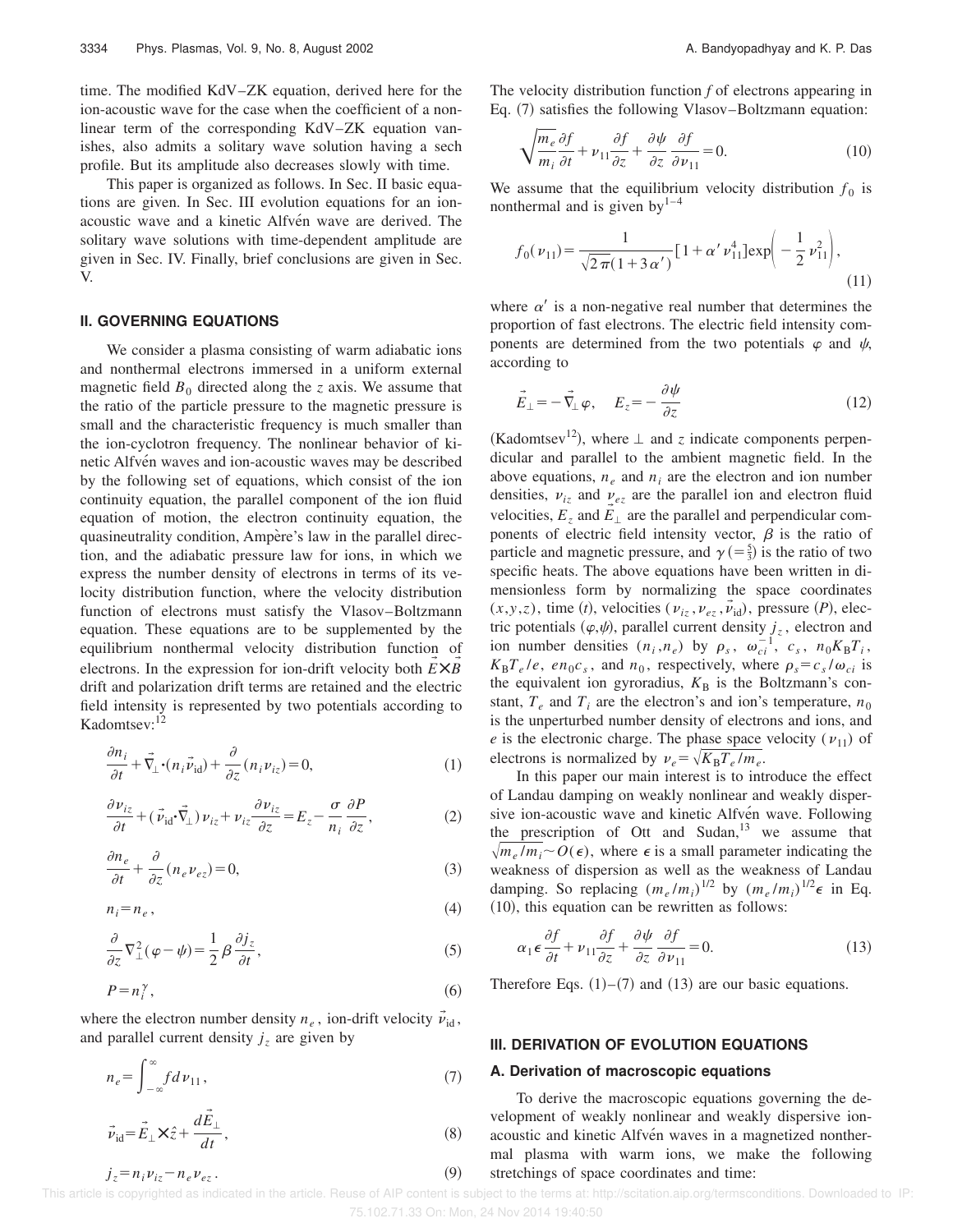time. The modified KdV–ZK equation, derived here for the ion-acoustic wave for the case when the coefficient of a nonlinear term of the corresponding KdV–ZK equation vanishes, also admits a solitary wave solution having a sech profile. But its amplitude also decreases slowly with time.

This paper is organized as follows. In Sec. II basic equations are given. In Sec. III evolution equations for an ion-acoustic wave and a kinetic Alfvén wave are derived. The solitary wave solutions with time-dependent amplitude are given in Sec. IV. Finally, brief conclusions are given in Sec. V.

## II. GOVERNING EQUATIONS

We consider a plasma consisting of warm adiabatic ions and nonthermal electrons immersed in a uniform external magnetic field $B_0$ directed along the $z$ axis. We assume that the ratio of the particle pressure to the magnetic pressure is small and the characteristic frequency is much smaller than the ion-cyclotron frequency. The nonlinear behavior of kinetic Alfvén waves and ion-acoustic waves may be described by the following set of equations, which consist of the ion continuity equation, the parallel component of the ion fluid equation of motion, the electron continuity equation, the quasineutrality condition, Ampère's law in the parallel direction, and the adiabatic pressure law for ions, in which we express the number density of electrons in terms of its velocity distribution function, where the velocity distribution function of electrons must satisfy the Vlasov–Boltzmann equation. These equations are to be supplemented by the equilibrium nonthermal velocity distribution function of electrons. In the expression for ion-drift velocity both $\vec{E}\times\vec{B}$ drift and polarization drift terms are retained and the electric field intensity is represented by two potentials according to Kadomtsev:[12]

$$\frac{\partial n_i}{\partial t}+\vec{\nabla}_{\perp}\cdot(n_i\vec{\nu}_{\rm id})+\frac{\partial}{\partial z}(n_i\nu_{iz})=0, \tag{1}$$

$$\frac{\partial \nu_{iz}}{\partial t}+(\vec{\nu}_{\rm id}\cdot\vec{\nabla}_{\perp})\nu_{iz}+\nu_{iz}\frac{\partial \nu_{iz}}{\partial z}=E_z-\frac{\sigma}{n_i}\frac{\partial P}{\partial z}, \tag{2}$$

$$\frac{\partial n_e}{\partial t}+\frac{\partial}{\partial z}(n_e\nu_{ez})=0, \tag{3}$$

$$n_i=n_e, \tag{4}$$

$$\frac{\partial}{\partial z}\nabla_{\perp}^2(\varphi-\psi)=\frac{1}{2}\beta\frac{\partial j_z}{\partial t}, \tag{5}$$

$$P=n_i^{\gamma}, \tag{6}$$

where the electron number density $n_e$, ion-drift velocity $\vec{\nu}_{\rm id}$, and parallel current density $j_z$ are given by

$$n_e=\int_{-\infty}^{\infty}f\,d\nu_{11}, \tag{7}$$

$$\vec{\nu}_{\rm id}=\vec{E}_{\perp}\times\hat{z}+\frac{d\vec{E}_{\perp}}{dt}, \tag{8}$$

$$j_z=n_i\nu_{iz}-n_e\nu_{ez}. \tag{9}$$

The velocity distribution function $f$ of electrons appearing in Eq. (7) satisfies the following Vlasov–Boltzmann equation:

$$\sqrt{\frac{m_e}{m_i}}\frac{\partial f}{\partial t}+\nu_{11}\frac{\partial f}{\partial z}+\frac{\partial \psi}{\partial z}\frac{\partial f}{\partial \nu_{11}}=0. \tag{10}$$

We assume that the equilibrium velocity distribution $f_0$ is nonthermal and is given by[1–4]

$$f_0(\nu_{11})=\frac{1}{\sqrt{2\pi}(1+3\alpha')}[1+\alpha'\nu_{11}^4]\exp\left(-\frac{1}{2}\nu_{11}^2\right), \tag{11}$$

where $\alpha'$ is a non-negative real number that determines the proportion of fast electrons. The electric field intensity components are determined from the two potentials $\varphi$ and $\psi$, according to

$$\vec{E}_{\perp}=-\vec{\nabla}_{\perp}\varphi,\quad E_z=-\frac{\partial\psi}{\partial z} \tag{12}$$

(Kadomtsev[12]), where $\perp$ and $z$ indicate components perpendicular and parallel to the ambient magnetic field. In the above equations, $n_e$ and $n_i$ are the electron and ion number densities, $\nu_{iz}$ and $\nu_{ez}$ are the parallel ion and electron fluid velocities, $E_z$ and $\vec{E}_{\perp}$ are the parallel and perpendicular components of electric field intensity vector, $\beta$ is the ratio of particle and magnetic pressure, and $\gamma\,(=\frac{5}{3})$ is the ratio of two specific heats. The above equations have been written in dimensionless form by normalizing the space coordinates $(x,y,z)$, time $(t)$, velocities $(\nu_{iz},\nu_{ez},\vec{\nu}_{\rm id})$, pressure $(P)$, electric potentials $(\varphi,\psi)$, parallel current density $j_z$, electron and ion number densities $(n_i,n_e)$ by $\rho_s$, $\omega_{ci}^{-1}$, $c_s$, $n_0K_{\rm B}T_i$, $K_{\rm B}T_e/e$, $en_0c_s$, and $n_0$, respectively, where $\rho_s=c_s/\omega_{ci}$ is the equivalent ion gyroradius, $K_{\rm B}$ is the Boltzmann's constant, $T_e$ and $T_i$ are the electron's and ion's temperature, $n_0$ is the unperturbed number density of electrons and ions, and $e$ is the electronic charge. The phase space velocity $(\nu_{11})$ of electrons is normalized by $\nu_e=\sqrt{K_{\rm B}T_e/m_e}$.

In this paper our main interest is to introduce the effect of Landau damping on weakly nonlinear and weakly dispersive ion-acoustic wave and kinetic Alfvén wave. Following the prescription of Ott and Sudan,[13] we assume that $\sqrt{m_e/m_i}\sim O(\epsilon)$, where $\epsilon$ is a small parameter indicating the weakness of dispersion as well as the weakness of Landau damping. So replacing $(m_e/m_i)^{1/2}$ by $(m_e/m_i)^{1/2}\epsilon$ in Eq. (10), this equation can be rewritten as follows:

$$\alpha_1\epsilon\frac{\partial f}{\partial t}+\nu_{11}\frac{\partial f}{\partial z}+\frac{\partial\psi}{\partial z}\frac{\partial f}{\partial \nu_{11}}=0. \tag{13}$$

Therefore Eqs. (1)–(7) and (13) are our basic equations.

## III. DERIVATION OF EVOLUTION EQUATIONS

### A. Derivation of macroscopic equations

To derive the macroscopic equations governing the development of weakly nonlinear and weakly dispersive ion-acoustic and kinetic Alfvén waves in a magnetized nonthermal plasma with warm ions, we make the following stretchings of space coordinates and time: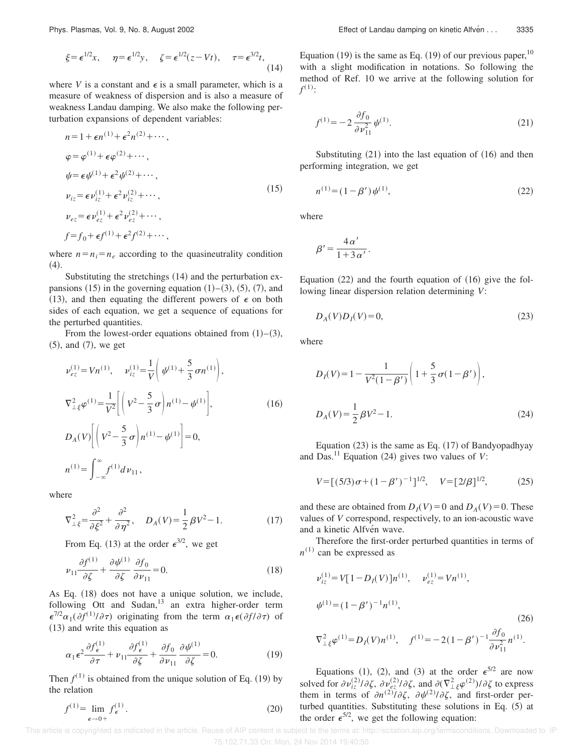$$\xi=\epsilon^{1/2}x,\quad \eta=\epsilon^{1/2}y,\quad \zeta=\epsilon^{1/2}(z-Vt),\quad \tau=\epsilon^{3/2}t, \tag{14}$$

where $V$ is a constant and $\epsilon$ is a small parameter, which is a measure of weakness of dispersion and is also a measure of weakness Landau damping. We also make the following perturbation expansions of dependent variables:

$$\begin{aligned}
n&=1+\epsilon n^{(1)}+\epsilon^2 n^{(2)}+\cdots,\\
\varphi&=\varphi^{(1)}+\epsilon\varphi^{(2)}+\cdots,\\
\psi&=\epsilon\psi^{(1)}+\epsilon^2\psi^{(2)}+\cdots,\\
\nu_{iz}&=\epsilon\nu_{iz}^{(1)}+\epsilon^2\nu_{iz}^{(2)}+\cdots,\\
\nu_{ez}&=\epsilon\nu_{ez}^{(1)}+\epsilon^2\nu_{ez}^{(2)}+\cdots,\\
f&=f_0+\epsilon f^{(1)}+\epsilon^2 f^{(2)}+\cdots,
\end{aligned} \tag{15}$$

where $n=n_i=n_e$ according to the quasineutrality condition (4).

Substituting the stretchings (14) and the perturbation expansions (15) in the governing equation (1)–(3), (5), (7), and (13), and then equating the different powers of $\epsilon$ on both sides of each equation, we get a sequence of equations for the perturbed quantities.

From the lowest-order equations obtained from (1)–(3), (5), and (7), we get

$$\begin{aligned}
&\nu_{ez}^{(1)}=Vn^{(1)},\quad \nu_{iz}^{(1)}=\frac{1}{V}\left(\psi^{(1)}+\frac{5}{3}\sigma n^{(1)}\right),\\
&\nabla^2_{\perp\xi}\varphi^{(1)}=\frac{1}{V^2}\left[\left(V^2-\frac{5}{3}\sigma\right)n^{(1)}-\psi^{(1)}\right],\\
&D_A(V)\left[\left(V^2-\frac{5}{3}\sigma\right)n^{(1)}-\psi^{(1)}\right]=0,\\
&n^{(1)}=\int_{-\infty}^{\infty}f^{(1)}d\nu_{11},
\end{aligned} \tag{16}$$

where

$$\nabla^2_{\perp\xi}=\frac{\partial^2}{\partial\xi^2}+\frac{\partial^2}{\partial\eta^2},\quad D_A(V)=\frac{1}{2}\beta V^2-1. \tag{17}$$

From Eq. (13) at the order $\epsilon^{3/2}$, we get

$$\nu_{11}\frac{\partial f^{(1)}}{\partial\zeta}+\frac{\partial\psi^{(1)}}{\partial\zeta}\frac{\partial f_0}{\partial\nu_{11}}=0. \tag{18}$$

As Eq. (18) does not have a unique solution, we include, following Ott and Sudan,[13] an extra higher-order term $\epsilon^{7/2}\alpha_1(\partial f^{(1)}/\partial\tau)$ originating from the term $\alpha_1\epsilon(\partial f/\partial\tau)$ of (13) and write this equation as

$$\alpha_1\epsilon^2\frac{\partial f_\epsilon^{(1)}}{\partial\tau}+\nu_{11}\frac{\partial f_\epsilon^{(1)}}{\partial\zeta}+\frac{\partial f_0}{\partial\nu_{11}}\frac{\partial\psi^{(1)}}{\partial\zeta}=0. \tag{19}$$

Then $f^{(1)}$ is obtained from the unique solution of Eq. (19) by the relation

$$f^{(1)}=\lim_{\epsilon\to 0+}f_\epsilon^{(1)}. \tag{20}$$

Equation (19) is the same as Eq. (19) of our previous paper,[10] with a slight modification in notations. So following the method of Ref. 10 we arrive at the following solution for $f^{(1)}$:

$$f^{(1)}=-2\frac{\partial f_0}{\partial\nu_{11}^2}\psi^{(1)}. \tag{21}$$

Substituting (21) into the last equation of (16) and then performing integration, we get

$$n^{(1)}=(1-\beta')\psi^{(1)}, \tag{22}$$

where

$$\beta'=\frac{4\alpha'}{1+3\alpha'}.$$

Equation (22) and the fourth equation of (16) give the following linear dispersion relation determining $V$:

$$D_A(V)D_I(V)=0, \tag{23}$$

where

$$\begin{aligned}
D_I(V)&=1-\frac{1}{V^2(1-\beta')}\left(1+\frac{5}{3}\sigma(1-\beta')\right),\\
D_A(V)&=\frac{1}{2}\beta V^2-1.
\end{aligned} \tag{24}$$

Equation (23) is the same as Eq. (17) of Bandyopadhyay and Das.[11] Equation (24) gives two values of $V$:

$$V=[(5/3)\sigma+(1-\beta')^{-1}]^{1/2},\quad V=[2/\beta]^{1/2}, \tag{25}$$

and these are obtained from $D_I(V)=0$ and $D_A(V)=0$. These values of $V$ correspond, respectively, to an ion-acoustic wave and a kinetic Alfvén wave.

Therefore the first-order perturbed quantities in terms of $n^{(1)}$ can be expressed as

$$\begin{aligned}
&\nu_{iz}^{(1)}=V[1-D_I(V)]n^{(1)},\quad \nu_{ez}^{(1)}=Vn^{(1)},\\
&\psi^{(1)}=(1-\beta')^{-1}n^{(1)},\\
&\nabla^2_{\perp\xi}\varphi^{(1)}=D_I(V)n^{(1)},\quad f^{(1)}=-2(1-\beta')^{-1}\frac{\partial f_0}{\partial\nu_{11}^2}n^{(1)}.
\end{aligned} \tag{26}$$

Equations (1), (2), and (3) at the order $\epsilon^{5/2}$ are now solved for $\partial\nu_{iz}^{(2)}/\partial\zeta$, $\partial\nu_{ez}^{(2)}/\partial\zeta$, and $\partial(\nabla^2_{\perp\xi}\varphi^{(2)})/\partial\zeta$ to express them in terms of $\partial n^{(2)}/\partial\zeta$, $\partial\psi^{(2)}/\partial\zeta$, and first-order perturbed quantities. Substituting these solutions in Eq. (5) at the order $\epsilon^{5/2}$, we get the following equation: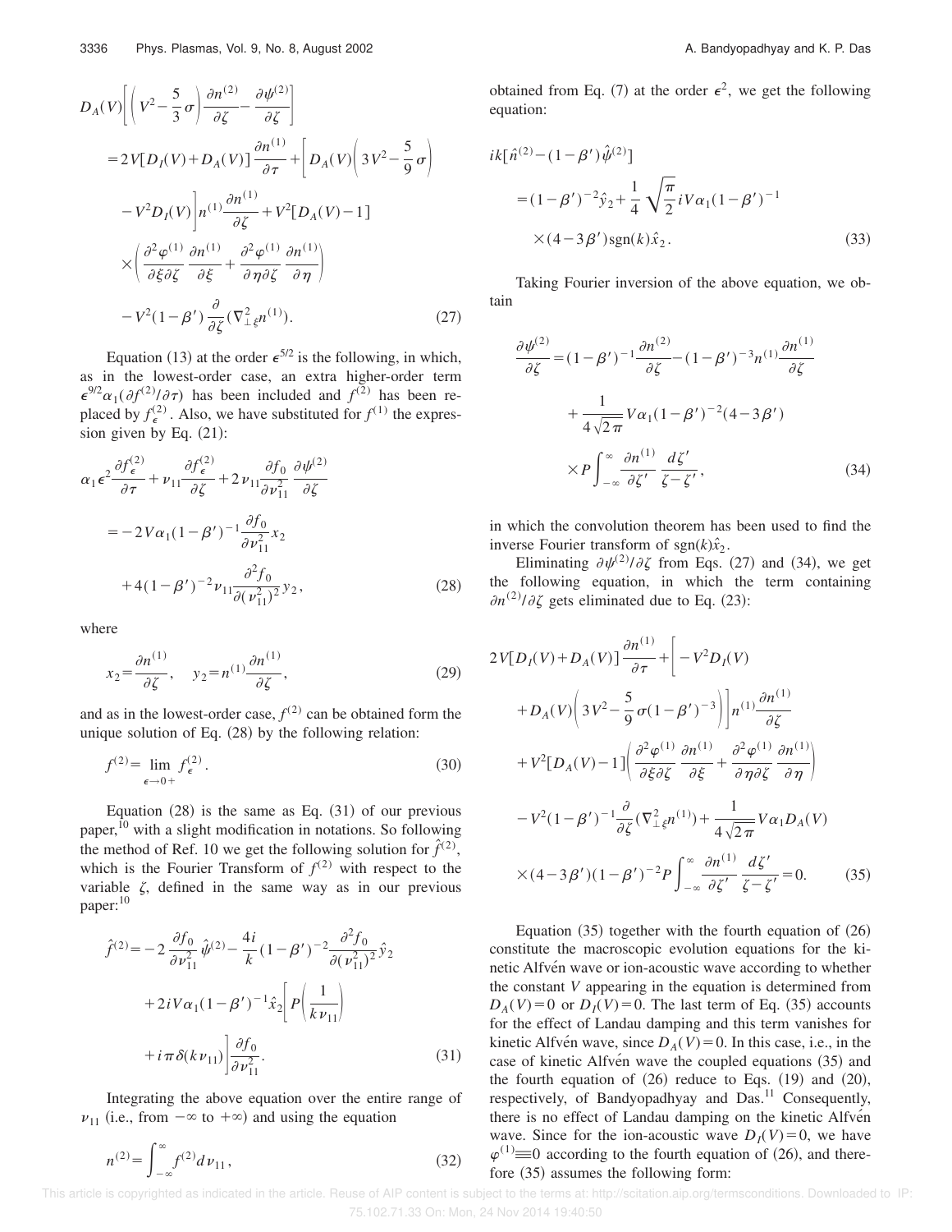$$
\begin{aligned}
D_A(V)&\left[\left(V^2-\frac{5}{3}\sigma\right)\frac{\partial n^{(2)}}{\partial \zeta}-\frac{\partial \psi^{(2)}}{\partial \zeta}\right]\\
&=2V[D_I(V)+D_A(V)]\frac{\partial n^{(1)}}{\partial \tau}+\left[D_A(V)\left(3V^2-\frac{5}{9}\sigma\right)\right.\\
&\left.-V^2D_I(V)\right]n^{(1)}\frac{\partial n^{(1)}}{\partial \zeta}+V^2[D_A(V)-1]\\
&\times\left(\frac{\partial^2\varphi^{(1)}}{\partial\xi\partial\zeta}\frac{\partial n^{(1)}}{\partial \xi}+\frac{\partial^2\varphi^{(1)}}{\partial\eta\partial\zeta}\frac{\partial n^{(1)}}{\partial \eta}\right)\\
&-V^2(1-\beta')\frac{\partial}{\partial\zeta}(\nabla^2_{\perp\xi}n^{(1)}).
\end{aligned}
\tag{27}
$$

Equation (13) at the order $\epsilon^{5/2}$ is the following, in which, as in the lowest-order case, an extra higher-order term $\epsilon^{9/2}\alpha_1(\partial f^{(2)}/\partial\tau)$ has been included and $f^{(2)}$ has been replaced by $f^{(2)}_\epsilon$. Also, we have substituted for $f^{(1)}$ the expression given by Eq. (21):

$$
\begin{aligned}
\alpha_1\epsilon^2\frac{\partial f^{(2)}_\epsilon}{\partial\tau}&+\nu_{11}\frac{\partial f^{(2)}_\epsilon}{\partial\zeta}+2\nu_{11}\frac{\partial f_0}{\partial\nu^2_{11}}\frac{\partial\psi^{(2)}}{\partial\zeta}\\
&=-2V\alpha_1(1-\beta')^{-1}\frac{\partial f_0}{\partial\nu^2_{11}}x_2\\
&+4(1-\beta')^{-2}\nu_{11}\frac{\partial^2 f_0}{\partial(\nu^2_{11})^2}y_2,
\end{aligned}
\tag{28}
$$

where

$$
x_2=\frac{\partial n^{(1)}}{\partial\zeta},\quad y_2=n^{(1)}\frac{\partial n^{(1)}}{\partial\zeta},
\tag{29}
$$

and as in the lowest-order case, $f^{(2)}$ can be obtained form the unique solution of Eq. (28) by the following relation:

$$
f^{(2)}=\lim_{\epsilon\to 0+}f^{(2)}_\epsilon.
\tag{30}
$$

Equation (28) is the same as Eq. (31) of our previous paper,[10] with a slight modification in notations. So following the method of Ref. 10 we get the following solution for $\hat{f}^{(2)}$, which is the Fourier Transform of $f^{(2)}$ with respect to the variable $\zeta$, defined in the same way as in our previous paper:[10]

$$
\begin{aligned}
\hat{f}^{(2)}=&-2\frac{\partial f_0}{\partial\nu^2_{11}}\hat{\psi}^{(2)}-\frac{4i}{k}(1-\beta')^{-2}\frac{\partial^2 f_0}{\partial(\nu^2_{11})^2}\hat{y}_2\\
&+2iV\alpha_1(1-\beta')^{-1}\hat{x}_2\left[P\left(\frac{1}{k\nu_{11}}\right)\right.\\
&\left.+i\pi\delta(k\nu_{11})\right]\frac{\partial f_0}{\partial\nu^2_{11}}.
\end{aligned}
\tag{31}
$$

Integrating the above equation over the entire range of $\nu_{11}$ (i.e., from $-\infty$ to $+\infty$) and using the equation

$$
n^{(2)}=\int_{-\infty}^{\infty}f^{(2)}d\nu_{11},
\tag{32}
$$

obtained from Eq. (7) at the order $\epsilon^2$, we get the following equation:

$$
\begin{aligned}
ik[\hat{n}^{(2)}-(1-\beta')\hat{\psi}^{(2)}]&=(1-\beta')^{-2}\hat{y}_2+\frac{1}{4}\sqrt{\frac{\pi}{2}}iV\alpha_1(1-\beta')^{-1}\\
&\times(4-3\beta')\,\mathrm{sgn}(k)\hat{x}_2.
\end{aligned}
\tag{33}
$$

Taking Fourier inversion of the above equation, we obtain

$$
\begin{aligned}
\frac{\partial\psi^{(2)}}{\partial\zeta}=&(1-\beta')^{-1}\frac{\partial n^{(2)}}{\partial\zeta}-(1-\beta')^{-3}n^{(1)}\frac{\partial n^{(1)}}{\partial\zeta}\\
&+\frac{1}{4\sqrt{2\pi}}V\alpha_1(1-\beta')^{-2}(4-3\beta')\\
&\times P\int_{-\infty}^{\infty}\frac{\partial n^{(1)}}{\partial\zeta'}\frac{d\zeta'}{\zeta-\zeta'},
\end{aligned}
\tag{34}
$$

in which the convolution theorem has been used to find the inverse Fourier transform of $\mathrm{sgn}(k)\hat{x}_2$.

Eliminating $\partial\psi^{(2)}/\partial\zeta$ from Eqs. (27) and (34), we get the following equation, in which the term containing $\partial n^{(2)}/\partial\zeta$ gets eliminated due to Eq. (23):

$$
\begin{aligned}
2V[D_I(V)+D_A(V)]&\frac{\partial n^{(1)}}{\partial\tau}+\left[-V^2D_I(V)\right.\\
&\left.+D_A(V)\left(3V^2-\frac{5}{9}\sigma(1-\beta')^{-3}\right)\right]n^{(1)}\frac{\partial n^{(1)}}{\partial\zeta}\\
&+V^2[D_A(V)-1]\left(\frac{\partial^2\varphi^{(1)}}{\partial\xi\partial\zeta}\frac{\partial n^{(1)}}{\partial\xi}+\frac{\partial^2\varphi^{(1)}}{\partial\eta\partial\zeta}\frac{\partial n^{(1)}}{\partial\eta}\right)\\
&-V^2(1-\beta')^{-1}\frac{\partial}{\partial\zeta}(\nabla^2_{\perp\xi}n^{(1)})+\frac{1}{4\sqrt{2\pi}}V\alpha_1D_A(V)\\
&\times(4-3\beta')(1-\beta')^{-2}P\int_{-\infty}^{\infty}\frac{\partial n^{(1)}}{\partial\zeta'}\frac{d\zeta'}{\zeta-\zeta'}=0.
\end{aligned}
\tag{35}
$$

Equation (35) together with the fourth equation of (26) constitute the macroscopic evolution equations for the kinetic Alfvén wave or ion-acoustic wave according to whether the constant $V$ appearing in the equation is determined from $D_A(V)=0$ or $D_I(V)=0$. The last term of Eq. (35) accounts for the effect of Landau damping and this term vanishes for kinetic Alfvén wave, since $D_A(V)=0$. In this case, i.e., in the case of kinetic Alfvén wave the coupled equations (35) and the fourth equation of (26) reduce to Eqs. (19) and (20), respectively, of Bandyopadhyay and Das.[11] Consequently, there is no effect of Landau damping on the kinetic Alfvén wave. Since for the ion-acoustic wave $D_I(V)=0$, we have $\varphi^{(1)}\equiv 0$ according to the fourth equation of (26), and therefore (35) assumes the following form: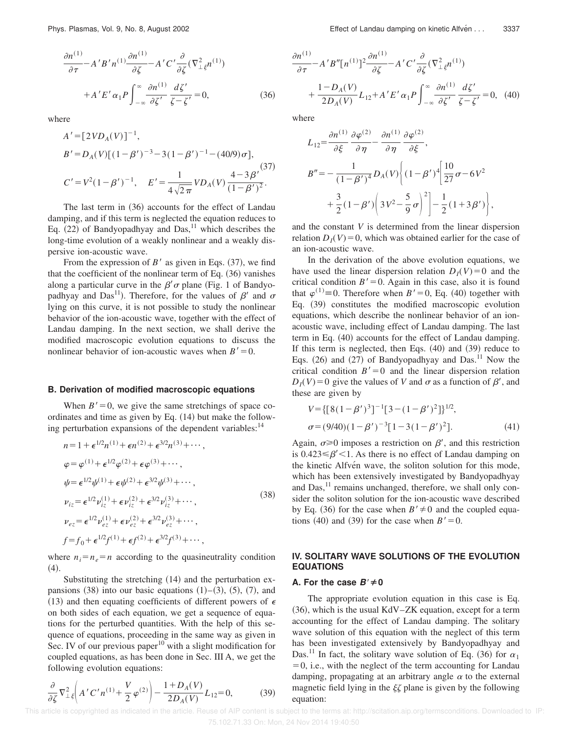$$\frac{\partial n^{(1)}}{\partial \tau} - A'B'n^{(1)}\frac{\partial n^{(1)}}{\partial \zeta} - A'C'\frac{\partial}{\partial \zeta}(\nabla^2_{\perp\xi} n^{(1)}) + A'E'\alpha_1 P\int_{-\infty}^{\infty}\frac{\partial n^{(1)}}{\partial \zeta'}\frac{d\zeta'}{\zeta-\zeta'} = 0, \tag{36}$$

where

$$A' = [2VD_A(V)]^{-1},$$
$$B' = D_A(V)[(1-\beta')^{-3} - 3(1-\beta')^{-1} - (40/9)\sigma], \tag{37}$$
$$C' = V^2(1-\beta')^{-1}, \quad E' = \frac{1}{4\sqrt{2\pi}}VD_A(V)\frac{4-3\beta'}{(1-\beta')^2}.$$

The last term in (36) accounts for the effect of Landau damping, and if this term is neglected the equation reduces to Eq. (22) of Bandyopadhyay and Das,[11] which describes the long-time evolution of a weakly nonlinear and a weakly dispersive ion-acoustic wave.

From the expression of $B'$ as given in Eqs. (37), we find that the coefficient of the nonlinear term of Eq. (36) vanishes along a particular curve in the $\beta'\sigma$ plane (Fig. 1 of Bandyopadhyay and Das[11]). Therefore, for the values of $\beta'$ and $\sigma$ lying on this curve, it is not possible to study the nonlinear behavior of the ion-acoustic wave, together with the effect of Landau damping. In the next section, we shall derive the modified macroscopic evolution equations to discuss the nonlinear behavior of ion-acoustic waves when $B'=0$.

### B. Derivation of modified macroscopic equations

When $B'=0$, we give the same stretchings of space coordinates and time as given by Eq. (14) but make the following perturbation expansions of the dependent variables:[14]

$$n = 1 + \epsilon^{1/2}n^{(1)} + \epsilon n^{(2)} + \epsilon^{3/2}n^{(3)} + \cdots,$$
$$\varphi = \varphi^{(1)} + \epsilon^{1/2}\varphi^{(2)} + \epsilon\varphi^{(3)} + \cdots,$$
$$\psi = \epsilon^{1/2}\psi^{(1)} + \epsilon\psi^{(2)} + \epsilon^{3/2}\psi^{(3)} + \cdots,$$
$$\nu_{iz} = \epsilon^{1/2}\nu_{iz}^{(1)} + \epsilon\nu_{iz}^{(2)} + \epsilon^{3/2}\nu_{iz}^{(3)} + \cdots, \tag{38}$$
$$\nu_{ez} = \epsilon^{1/2}\nu_{ez}^{(1)} + \epsilon\nu_{ez}^{(2)} + \epsilon^{3/2}\nu_{ez}^{(3)} + \cdots,$$
$$f = f_0 + \epsilon^{1/2}f^{(1)} + \epsilon f^{(2)} + \epsilon^{3/2}f^{(3)} + \cdots,$$

where $n_i = n_e = n$ according to the quasineutrality condition (4).

Substituting the stretching (14) and the perturbation expansions (38) into our basic equations (1)–(3), (5), (7), and (13) and then equating coefficients of different powers of $\epsilon$ on both sides of each equation, we get a sequence of equations for the perturbed quantities. With the help of this sequence of equations, proceeding in the same way as given in Sec. IV of our previous paper[10] with a slight modification for coupled equations, as has been done in Sec. III A, we get the following evolution equations:

$$\frac{\partial}{\partial \zeta}\nabla^2_{\perp\xi}\left(A'C'n^{(1)} + \frac{V}{2}\varphi^{(2)}\right) - \frac{1+D_A(V)}{2D_A(V)}L_{12} = 0, \tag{39}$$

$$\frac{\partial n^{(1)}}{\partial \tau} - A'B''[n^{(1)}]^2\frac{\partial n^{(1)}}{\partial \zeta} - A'C'\frac{\partial}{\partial \zeta}(\nabla^2_{\perp\xi} n^{(1)}) + \frac{1-D_A(V)}{2D_A(V)}L_{12} + A'E'\alpha_1 P\int_{-\infty}^{\infty}\frac{\partial n^{(1)}}{\partial \zeta'}\frac{d\zeta'}{\zeta-\zeta'} = 0, \tag{40}$$

where

$$L_{12} = \frac{\partial n^{(1)}}{\partial \xi}\frac{\partial \varphi^{(2)}}{\partial \eta} - \frac{\partial n^{(1)}}{\partial \eta}\frac{\partial \varphi^{(2)}}{\partial \xi},$$

$$B'' = -\frac{1}{(1-\beta')^4}D_A(V)\left\{(1-\beta')^4\left[\frac{10}{27}\sigma - 6V^2 + \frac{3}{2}(1-\beta')\left(3V^2 - \frac{5}{9}\sigma\right)^2\right] - \frac{1}{2}(1+3\beta')\right\},$$

and the constant $V$ is determined from the linear dispersion relation $D_I(V)=0$, which was obtained earlier for the case of an ion-acoustic wave.

In the derivation of the above evolution equations, we have used the linear dispersion relation $D_I(V)=0$ and the critical condition $B'=0$. Again in this case, also it is found that $\varphi^{(1)}\equiv 0$. Therefore when $B'=0$, Eq. (40) together with Eq. (39) constitutes the modified macroscopic evolution equations, which describe the nonlinear behavior of an ion-acoustic wave, including effect of Landau damping. The last term in Eq. (40) accounts for the effect of Landau damping. If this term is neglected, then Eqs. (40) and (39) reduce to Eqs. (26) and (27) of Bandyopadhyay and Das.[11] Now the critical condition $B'=0$ and the linear dispersion relation $D_I(V)=0$ give the values of $V$ and $\sigma$ as a function of $\beta'$, and these are given by

$$V = \{[8(1-\beta')^3]^{-1}[3-(1-\beta')^2]\}^{1/2},$$
$$\sigma = (9/40)(1-\beta')^{-3}[1-3(1-\beta')^2]. \tag{41}$$

Again, $\sigma \geq 0$ imposes a restriction on $\beta'$, and this restriction is $0.423 \leq \beta' < 1$. As there is no effect of Landau damping on the kinetic Alfvén wave, the soliton solution for this mode, which has been extensively investigated by Bandyopadhyay and Das,[11] remains unchanged, therefore, we shall only consider the soliton solution for the ion-acoustic wave described by Eq. (36) for the case when $B' \neq 0$ and the coupled equations (40) and (39) for the case when $B'=0$.

## IV. SOLITARY WAVE SOLUTIONS OF THE EVOLUTION EQUATIONS

### A. For the case $B' \neq 0$

The appropriate evolution equation in this case is Eq. (36), which is the usual KdV–ZK equation, except for a term accounting for the effect of Landau damping. The solitary wave solution of this equation with the neglect of this term has been investigated extensively by Bandyopadhyay and Das.[11] In fact, the solitary wave solution of Eq. (36) for $\alpha_1 = 0$, i.e., with the neglect of the term accounting for Landau damping, propagating at an arbitrary angle $\alpha$ to the external magnetic field lying in the $\xi\zeta$ plane is given by the following equation: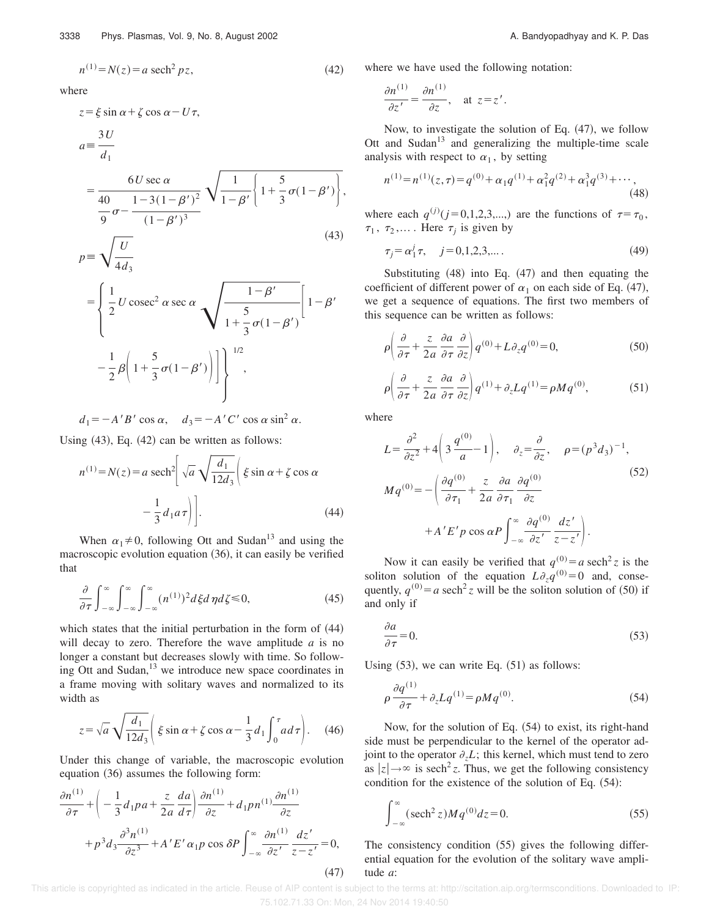$$n^{(1)} = N(z) = a \operatorname{sech}^2 pz, \tag{42}$$

where

$$z = \xi \sin\alpha + \zeta \cos\alpha - U\tau,$$

$$a \equiv \frac{3U}{d_1} = \frac{6U \sec\alpha}{\dfrac{40}{9}\sigma - \dfrac{1-3(1-\beta')^2}{(1-\beta')^3}} \sqrt{\frac{1}{1-\beta'}\left\{1 + \frac{5}{3}\sigma(1-\beta')\right\}},$$

$$p \equiv \sqrt{\frac{U}{4d_3}} = \left\{ \frac{1}{2} U \operatorname{cosec}^2\alpha \sec\alpha \sqrt{\frac{1-\beta'}{1+\dfrac{5}{3}\sigma(1-\beta')}} \left[1 - \beta' - \frac{1}{2}\beta\left(1 + \frac{5}{3}\sigma(1-\beta')\right)\right]\right\}^{1/2}, \tag{43}$$

$$d_1 = -A'B' \cos\alpha, \quad d_3 = -A'C' \cos\alpha \sin^2\alpha.$$

Using (43), Eq. (42) can be written as follows:

$$n^{(1)} = N(z) = a \operatorname{sech}^2\left[\sqrt{a}\sqrt{\frac{d_1}{12d_3}}\left(\xi \sin\alpha + \zeta\cos\alpha - \frac{1}{3}d_1 a\tau\right)\right]. \tag{44}$$

When $\alpha_1 \neq 0$, following Ott and Sudan[13] and using the macroscopic evolution equation (36), it can easily be verified that

$$\frac{\partial}{\partial\tau}\int_{-\infty}^{\infty}\int_{-\infty}^{\infty}\int_{-\infty}^{\infty}(n^{(1)})^2 d\xi d\eta d\zeta \leqslant 0, \tag{45}$$

which states that the initial perturbation in the form of (44) will decay to zero. Therefore the wave amplitude $a$ is no longer a constant but decreases slowly with time. So following Ott and Sudan,[13] we introduce new space coordinates in a frame moving with solitary waves and normalized to its width as

$$z = \sqrt{a}\sqrt{\frac{d_1}{12d_3}}\left(\xi\sin\alpha + \zeta\cos\alpha - \frac{1}{3}d_1\int_0^\tau a\, d\tau\right). \tag{46}$$

Under this change of variable, the macroscopic evolution equation (36) assumes the following form:

$$\frac{\partial n^{(1)}}{\partial\tau} + \left(-\frac{1}{3}d_1 pa + \frac{z}{2a}\frac{da}{d\tau}\right)\frac{\partial n^{(1)}}{\partial z} + d_1 p n^{(1)}\frac{\partial n^{(1)}}{\partial z} + p^3 d_3 \frac{\partial^3 n^{(1)}}{\partial z^3} + A'E'\alpha_1 p\cos\delta P\int_{-\infty}^{\infty}\frac{\partial n^{(1)}}{\partial z'}\frac{dz'}{z-z'} = 0, \tag{47}$$

where we have used the following notation:

$$\frac{\partial n^{(1)}}{\partial z'} = \frac{\partial n^{(1)}}{\partial z}, \quad \text{at } z = z'.$$

Now, to investigate the solution of Eq. (47), we follow Ott and Sudan[13] and generalizing the multiple-time scale analysis with respect to $\alpha_1$, by setting

$$n^{(1)} = n^{(1)}(z,\tau) = q^{(0)} + \alpha_1 q^{(1)} + \alpha_1^2 q^{(2)} + \alpha_1^3 q^{(3)} + \cdots, \tag{48}$$

where each $q^{(j)} (j = 0,1,2,3,...,)$ are the functions of $\tau = \tau_0$, $\tau_1$, $\tau_2$,... . Here $\tau_j$ is given by

$$\tau_j = \alpha_1^j \tau, \quad j = 0,1,2,3,... . \tag{49}$$

Substituting (48) into Eq. (47) and then equating the coefficient of different power of $\alpha_1$ on each side of Eq. (47), we get a sequence of equations. The first two members of this sequence can be written as follows:

$$\rho\left(\frac{\partial}{\partial\tau} + \frac{z}{2a}\frac{\partial a}{\partial\tau}\frac{\partial}{\partial z}\right)q^{(0)} + L\partial_z q^{(0)} = 0, \tag{50}$$

$$\rho\left(\frac{\partial}{\partial\tau} + \frac{z}{2a}\frac{\partial a}{\partial\tau}\frac{\partial}{\partial z}\right)q^{(1)} + \partial_z L q^{(1)} = \rho M q^{(0)}, \tag{51}$$

where

$$L = \frac{\partial^2}{\partial z^2} + 4\left(3\frac{q^{(0)}}{a} - 1\right), \quad \partial_z = \frac{\partial}{\partial z}, \quad \rho = (p^3 d_3)^{-1},$$

$$M q^{(0)} = -\left(\frac{\partial q^{(0)}}{\partial\tau_1} + \frac{z}{2a}\frac{\partial a}{\partial\tau_1}\frac{\partial q^{(0)}}{\partial z} + A'E'p\cos\alpha P\int_{-\infty}^{\infty}\frac{\partial q^{(0)}}{\partial z'}\frac{dz'}{z-z'}\right). \tag{52}$$

Now it can easily be verified that $q^{(0)} = a\operatorname{sech}^2 z$ is the soliton solution of the equation $L\partial_z q^{(0)} = 0$ and, consequently, $q^{(0)} = a\operatorname{sech}^2 z$ will be the soliton solution of (50) if and only if

$$\frac{\partial a}{\partial\tau} = 0. \tag{53}$$

Using (53), we can write Eq. (51) as follows:

$$\rho\frac{\partial q^{(1)}}{\partial\tau} + \partial_z L q^{(1)} = \rho M q^{(0)}. \tag{54}$$

Now, for the solution of Eq. (54) to exist, its right-hand side must be perpendicular to the kernel of the operator adjoint to the operator $\partial_z L$; this kernel, which must tend to zero as $|z| \to \infty$ is $\operatorname{sech}^2 z$. Thus, we get the following consistency condition for the existence of the solution of Eq. (54):

$$\int_{-\infty}^{\infty}(\operatorname{sech}^2 z) M q^{(0)} dz = 0. \tag{55}$$

The consistency condition (55) gives the following differential equation for the evolution of the solitary wave amplitude $a$: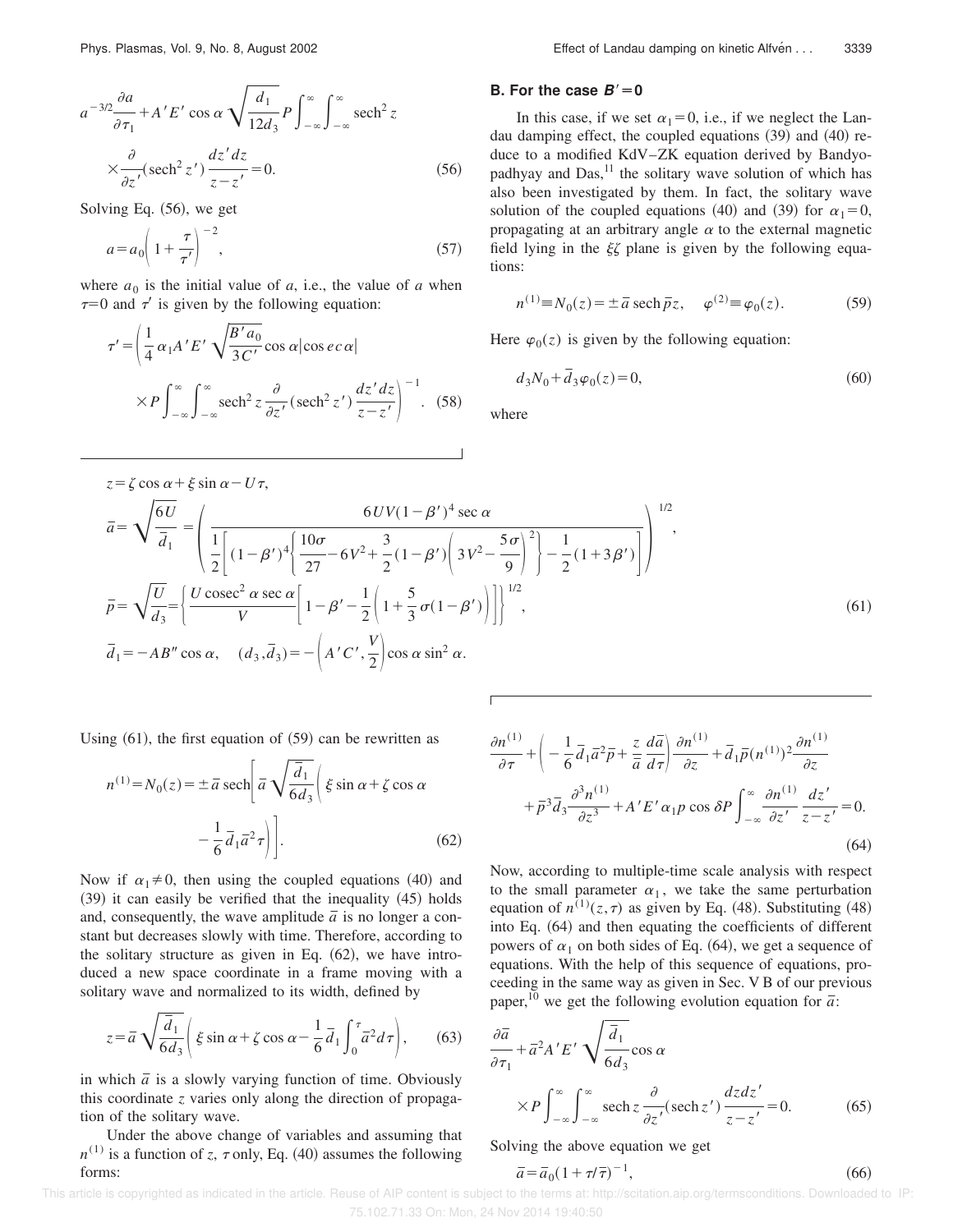$$a^{-3/2}\frac{\partial a}{\partial \tau_1}+A'E'\cos\alpha\sqrt{\frac{d_1}{12d_3}}P\int_{-\infty}^{\infty}\int_{-\infty}^{\infty}\operatorname{sech}^2 z \times\frac{\partial}{\partial z'}(\operatorname{sech}^2 z')\frac{dz'dz}{z-z'}=0. \tag{56}$$

Solving Eq. (56), we get

$$a=a_0\left(1+\frac{\tau}{\tau'}\right)^{-2}, \tag{57}$$

where $a_0$ is the initial value of $a$, i.e., the value of $a$ when $\tau=0$ and $\tau'$ is given by the following equation:

$$\tau'=\left(\frac{1}{4}\alpha_1 A'E'\sqrt{\frac{B'a_0}{3C'}}\cos\alpha|\operatorname{cosec}\alpha| \times P\int_{-\infty}^{\infty}\int_{-\infty}^{\infty}\operatorname{sech}^2 z\frac{\partial}{\partial z'}(\operatorname{sech}^2 z')\frac{dz'dz}{z-z'}\right)^{-1}. \tag{58}$$

### B. For the case $B'=0$

In this case, if we set $\alpha_1=0$, i.e., if we neglect the Landau damping effect, the coupled equations (39) and (40) reduce to a modified KdV–ZK equation derived by Bandyopadhyay and Das,[11] the solitary wave solution of which has also been investigated by them. In fact, the solitary wave solution of the coupled equations (40) and (39) for $\alpha_1=0$, propagating at an arbitrary angle $\alpha$ to the external magnetic field lying in the $\xi\zeta$ plane is given by the following equations:

$$n^{(1)}\equiv N_0(z)=\pm\bar{a}\operatorname{sech}\bar{p}z,\quad \varphi^{(2)}\equiv\varphi_0(z). \tag{59}$$

Here $\varphi_0(z)$ is given by the following equation:

$$d_3N_0+\bar{d}_3\varphi_0(z)=0, \tag{60}$$

where

$$\begin{aligned}
&z=\zeta\cos\alpha+\xi\sin\alpha-U\tau,\\
&\bar{a}=\sqrt{\frac{6U}{\bar{d}_1}}=\left(\frac{6UV(1-\beta')^4\sec\alpha}{\frac{1}{2}\left[(1-\beta')^4\left\{\frac{10\sigma}{27}-6V^2+\frac{3}{2}(1-\beta')\left(3V^2-\frac{5\sigma}{9}\right)^2\right\}-\frac{1}{2}(1+3\beta')\right]}\right)^{1/2},\\
&\bar{p}=\sqrt{\frac{U}{d_3}}=\left\{\frac{U\operatorname{cosec}^2\alpha\sec\alpha}{V}\left[1-\beta'-\frac{1}{2}\left(1+\frac{5}{3}\sigma(1-\beta')\right)\right]\right\}^{1/2},\\
&\bar{d}_1=-AB''\cos\alpha,\quad (d_3,\bar{d}_3)=-\left(A'C',\frac{V}{2}\right)\cos\alpha\sin^2\alpha.
\end{aligned} \tag{61}$$

Using (61), the first equation of (59) can be rewritten as

$$n^{(1)}=N_0(z)=\pm\bar{a}\operatorname{sech}\left[\bar{a}\sqrt{\frac{\bar{d}_1}{6d_3}}\left(\xi\sin\alpha+\zeta\cos\alpha-\frac{1}{6}\bar{d}_1\bar{a}^2\tau\right)\right]. \tag{62}$$

Now if $\alpha_1\neq 0$, then using the coupled equations (40) and (39) it can easily be verified that the inequality (45) holds and, consequently, the wave amplitude $\bar{a}$ is no longer a constant but decreases slowly with time. Therefore, according to the solitary structure as given in Eq. (62), we have introduced a new space coordinate in a frame moving with a solitary wave and normalized to its width, defined by

$$z=\bar{a}\sqrt{\frac{\bar{d}_1}{6d_3}}\left(\xi\sin\alpha+\zeta\cos\alpha-\frac{1}{6}\bar{d}_1\int_0^{\tau}\bar{a}^2 d\tau\right), \tag{63}$$

in which $\bar{a}$ is a slowly varying function of time. Obviously this coordinate $z$ varies only along the direction of propagation of the solitary wave.

Under the above change of variables and assuming that $n^{(1)}$ is a function of $z$, $\tau$ only, Eq. (40) assumes the following forms:

$$\frac{\partial n^{(1)}}{\partial\tau}+\left(-\frac{1}{6}\bar{d}_1\bar{a}^2\bar{p}+\frac{z}{\bar{a}}\frac{d\bar{a}}{d\tau}\right)\frac{\partial n^{(1)}}{\partial z}+\bar{d}_1\bar{p}(n^{(1)})^2\frac{\partial n^{(1)}}{\partial z}+\bar{p}^3\bar{d}_3\frac{\partial^3 n^{(1)}}{\partial z^3}+A'E'\alpha_1 p\cos\delta P\int_{-\infty}^{\infty}\frac{\partial n^{(1)}}{\partial z'}\frac{dz'}{z-z'}=0. \tag{64}$$

Now, according to multiple-time scale analysis with respect to the small parameter $\alpha_1$, we take the same perturbation equation of $n^{(1)}(z,\tau)$ as given by Eq. (48). Substituting (48) into Eq. (64) and then equating the coefficients of different powers of $\alpha_1$ on both sides of Eq. (64), we get a sequence of equations. With the help of this sequence of equations, proceeding in the same way as given in Sec. V B of our previous paper,[10] we get the following evolution equation for $\bar{a}$:

$$\frac{\partial\bar{a}}{\partial\tau_1}+\bar{a}^2A'E'\sqrt{\frac{\bar{d}_1}{6d_3}}\cos\alpha \times P\int_{-\infty}^{\infty}\int_{-\infty}^{\infty}\operatorname{sech} z\frac{\partial}{\partial z'}(\operatorname{sech} z')\frac{dzdz'}{z-z'}=0. \tag{65}$$

Solving the above equation we get

$$\bar{a}=\bar{a}_0(1+\tau/\bar{\tau})^{-1}, \tag{66}$$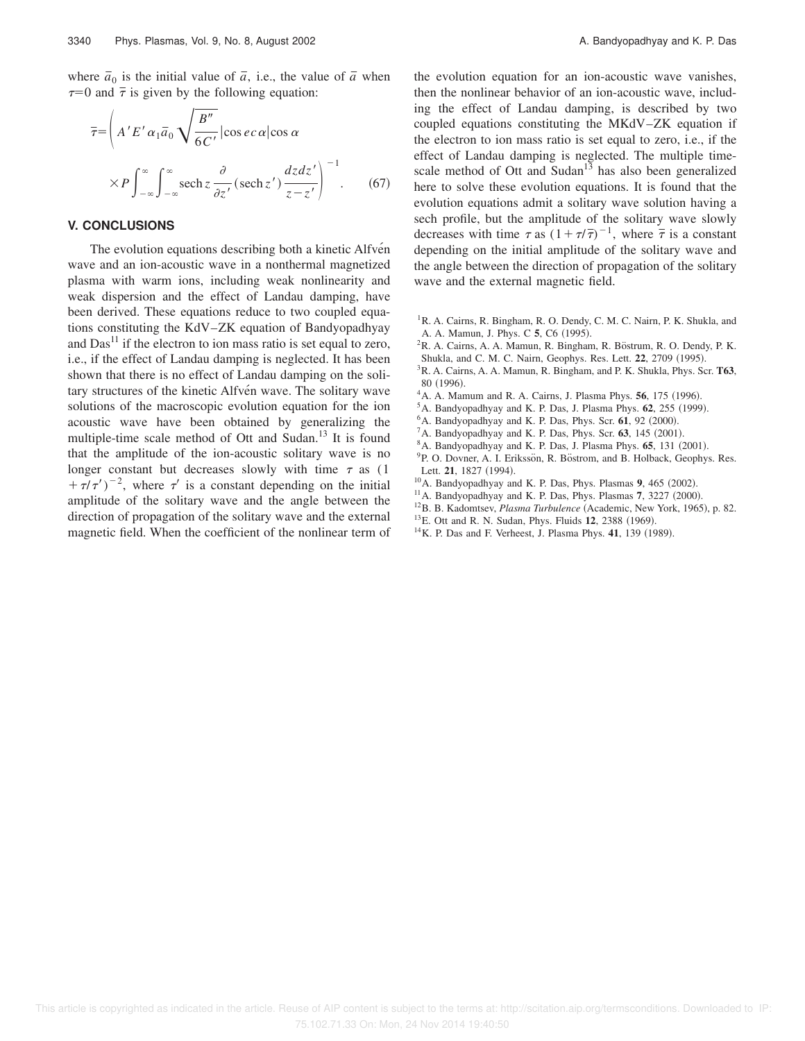where $\bar{a}_0$ is the initial value of $\bar{a}$, i.e., the value of $\bar{a}$ when $\tau=0$ and $\bar{\tau}$ is given by the following equation:

$$\bar{\tau}=\left(A'E'\alpha_1\bar{a}_0\sqrt{\frac{B''}{6C'}}|\cos ec\,\alpha|\cos\alpha \times P\int_{-\infty}^{\infty}\int_{-\infty}^{\infty}\operatorname{sech} z\frac{\partial}{\partial z'}(\operatorname{sech} z')\frac{dz\,dz'}{z-z'}\right)^{-1}. \tag{67}$$

## V. CONCLUSIONS

The evolution equations describing both a kinetic Alfvén wave and an ion-acoustic wave in a nonthermal magnetized plasma with warm ions, including weak nonlinearity and weak dispersion and the effect of Landau damping, have been derived. These equations reduce to two coupled equations constituting the KdV–ZK equation of Bandyopadhyay and Das[11] if the electron to ion mass ratio is set equal to zero, i.e., if the effect of Landau damping is neglected. It has been shown that there is no effect of Landau damping on the solitary structures of the kinetic Alfvén wave. The solitary wave solutions of the macroscopic evolution equation for the ion acoustic wave have been obtained by generalizing the multiple-time scale method of Ott and Sudan.[13] It is found that the amplitude of the ion-acoustic solitary wave is no longer constant but decreases slowly with time $\tau$ as $(1+\tau/\tau')^{-2}$, where $\tau'$ is a constant depending on the initial amplitude of the solitary wave and the angle between the direction of propagation of the solitary wave and the external magnetic field. When the coefficient of the nonlinear term of the evolution equation for an ion-acoustic wave vanishes, then the nonlinear behavior of an ion-acoustic wave, including the effect of Landau damping, is described by two coupled equations constituting the MKdV–ZK equation if the electron to ion mass ratio is set equal to zero, i.e., if the effect of Landau damping is neglected. The multiple time-scale method of Ott and Sudan[13] has also been generalized here to solve these evolution equations. It is found that the evolution equations admit a solitary wave solution having a sech profile, but the amplitude of the solitary wave slowly decreases with time $\tau$ as $(1+\tau/\bar{\tau})^{-1}$, where $\bar{\tau}$ is a constant depending on the initial amplitude of the solitary wave and the angle between the direction of propagation of the solitary wave and the external magnetic field.

[1] R. A. Cairns, R. Bingham, R. O. Dendy, C. M. C. Nairn, P. K. Shukla, and A. A. Mamun, J. Phys. C **5**, C6 (1995).
[2] R. A. Cairns, A. A. Mamun, R. Bingham, R. Böstrum, R. O. Dendy, P. K. Shukla, and C. M. C. Nairn, Geophys. Res. Lett. **22**, 2709 (1995).
[3] R. A. Cairns, A. A. Mamun, R. Bingham, and P. K. Shukla, Phys. Scr. **T63**, 80 (1996).
[4] A. A. Mamum and R. A. Cairns, J. Plasma Phys. **56**, 175 (1996).
[5] A. Bandyopadhyay and K. P. Das, J. Plasma Phys. **62**, 255 (1999).
[6] A. Bandyopadhyay and K. P. Das, Phys. Scr. **61**, 92 (2000).
[7] A. Bandyopadhyay and K. P. Das, Phys. Scr. **63**, 145 (2001).
[8] A. Bandyopadhyay and K. P. Das, J. Plasma Phys. **65**, 131 (2001).
[9] P. O. Dovner, A. I. Erikssön, R. Böstrom, and B. Holback, Geophys. Res. Lett. **21**, 1827 (1994).
[10] A. Bandyopadhyay and K. P. Das, Phys. Plasmas **9**, 465 (2002).
[11] A. Bandyopadhyay and K. P. Das, Phys. Plasmas **7**, 3227 (2000).
[12] B. B. Kadomtsev, *Plasma Turbulence* (Academic, New York, 1965), p. 82.
[13] E. Ott and R. N. Sudan, Phys. Fluids **12**, 2388 (1969).
[14] K. P. Das and F. Verheest, J. Plasma Phys. **41**, 139 (1989).